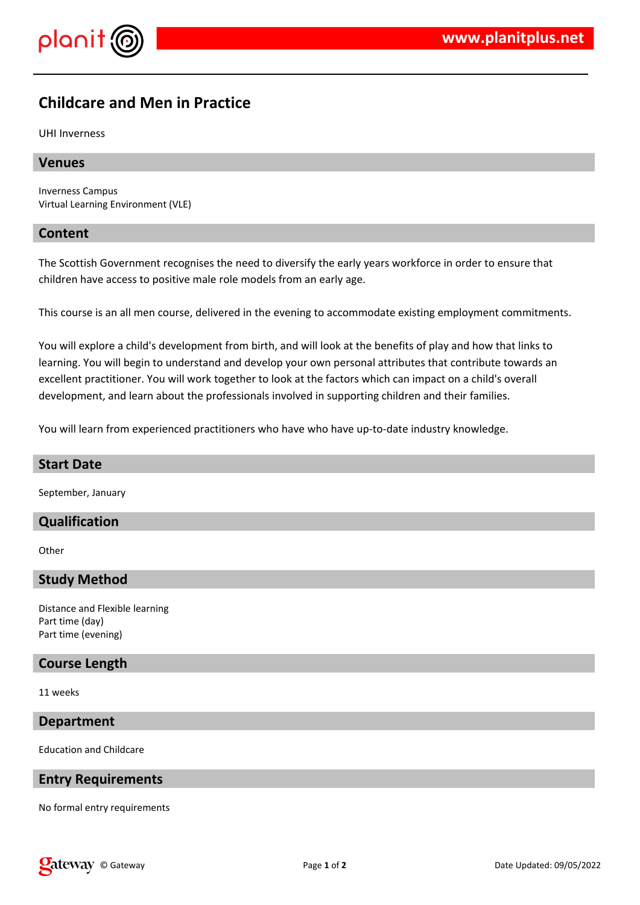# Childcare and Men in Practice

UHI Inverness

## Venues

Inverness Campus
Virtual Learning Environment (VLE)

## Content

The Scottish Government recognises the need to diversify the early years workforce in order to ensure that children have access to positive male role models from an early age.

This course is an all men course, delivered in the evening to accommodate existing employment commitments.

You will explore a child's development from birth, and will look at the benefits of play and how that links to learning. You will begin to understand and develop your own personal attributes that contribute towards an excellent practitioner. You will work together to look at the factors which can impact on a child's overall development, and learn about the professionals involved in supporting children and their families.

You will learn from experienced practitioners who have who have up-to-date industry knowledge.

## Start Date

September, January

## Qualification

Other

## Study Method

Distance and Flexible learning
Part time (day)
Part time (evening)

## Course Length

11 weeks

## Department

Education and Childcare

## Entry Requirements

No formal entry requirements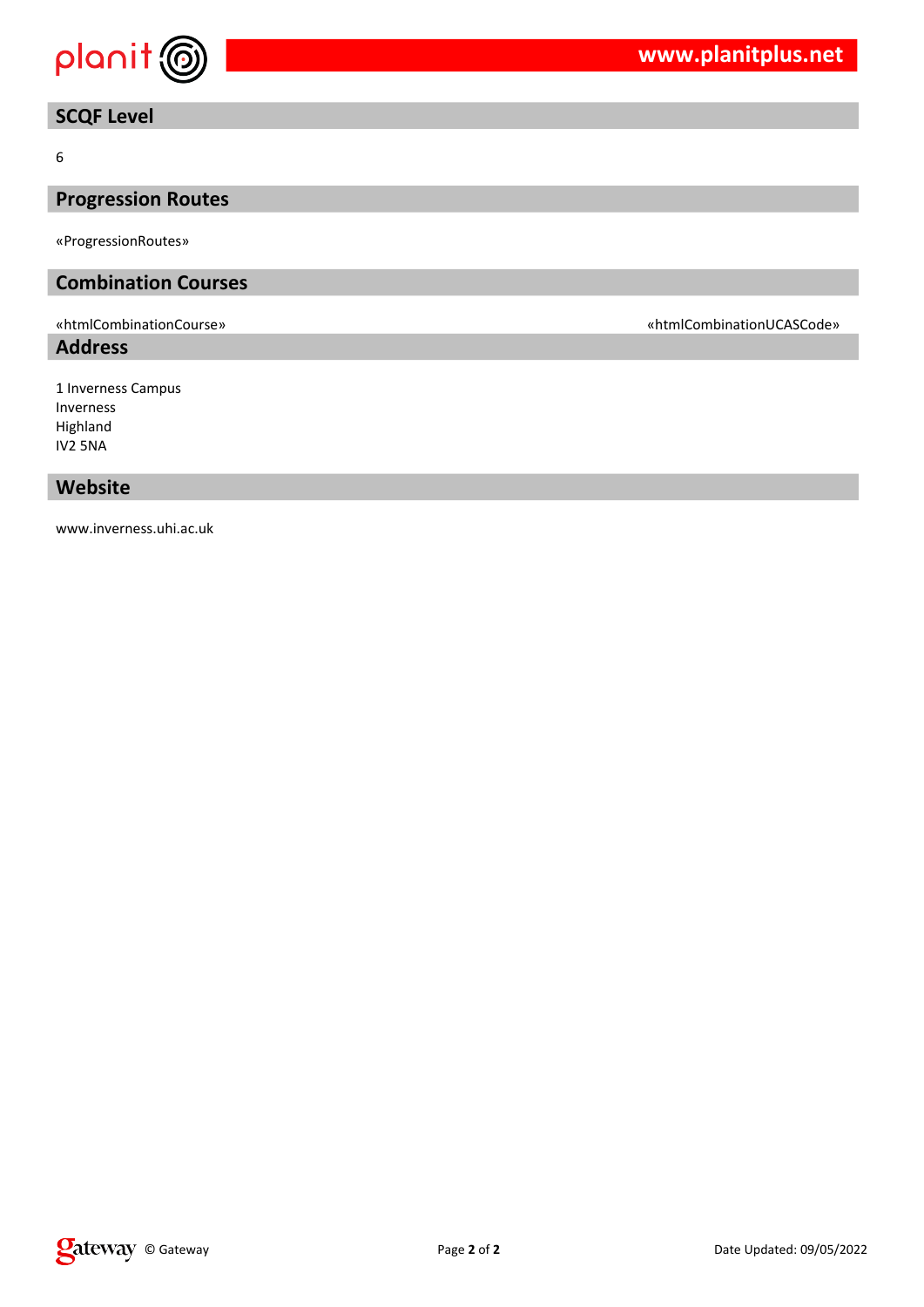## SCQF Level

6

## Progression Routes

«ProgressionRoutes»

## Combination Courses

«htmlCombinationCourse» «htmlCombinationUCASCode»

## Address

1 Inverness Campus
Inverness
Highland
IV2 5NA

## Website

www.inverness.uhi.ac.uk